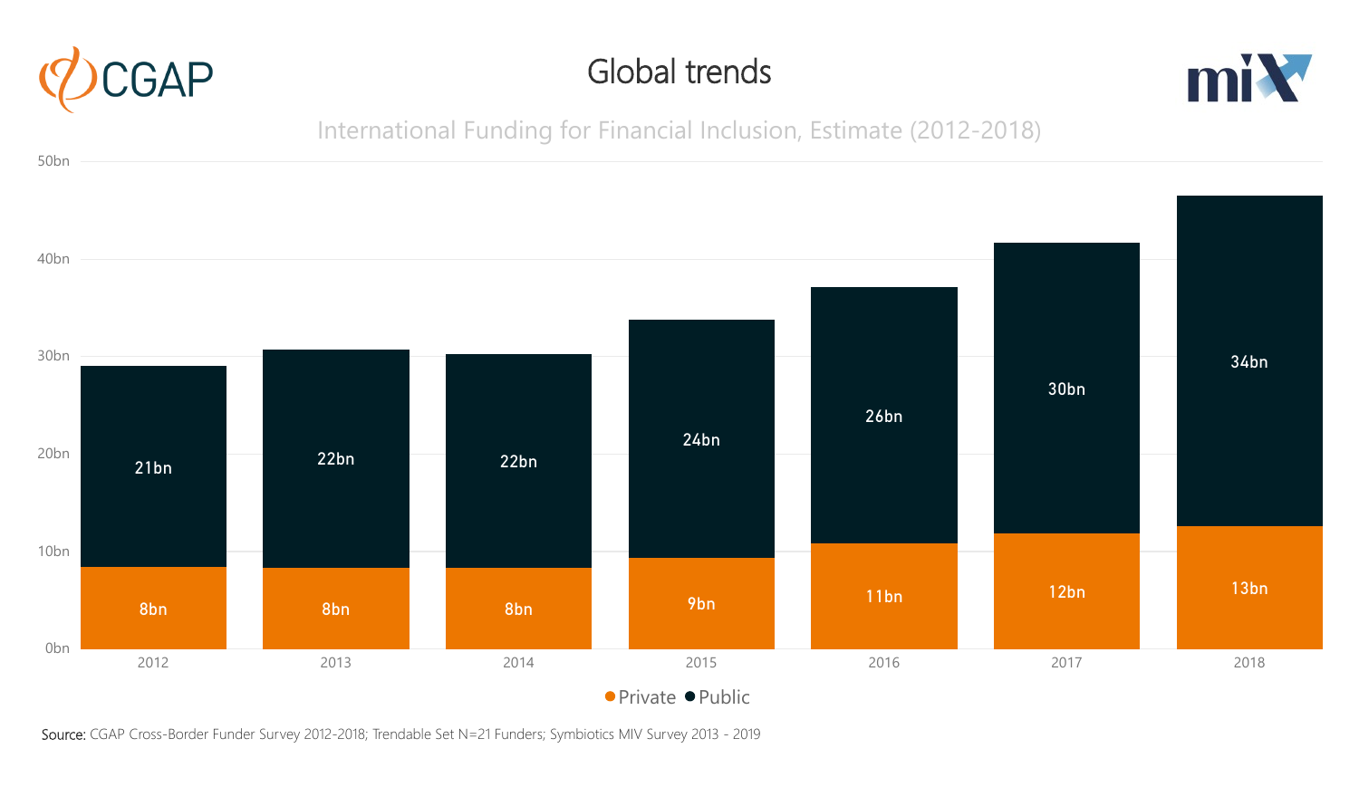# Global trends

## International Funding for Financial Inclusion, Estimate (2012-2018)

| Year | Private | Public |
| --- | --- | --- |
| 2012 | 8bn | 21bn |
| 2013 | 8bn | 22bn |
| 2014 | 8bn | 22bn |
| 2015 | 9bn | 24bn |
| 2016 | 11bn | 26bn |
| 2017 | 12bn | 30bn |
| 2018 | 13bn | 34bn |

Source: CGAP Cross-Border Funder Survey 2012-2018; Trendable Set N=21 Funders; Symbiotics MIV Survey 2013 - 2019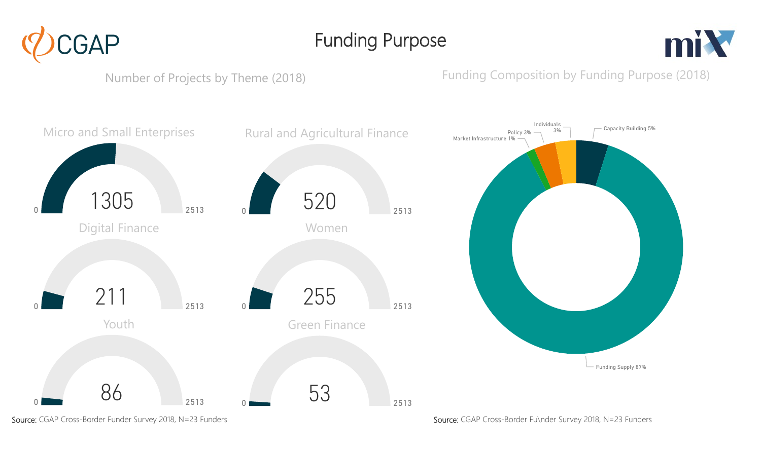# Funding Purpose

## Number of Projects by Theme (2018)

| Theme | Number of Projects | Scale (0–2513) |
| --- | --- | --- |
| Micro and Small Enterprises | 1305 | 0–2513 |
| Rural and Agricultural Finance | 520 | 0–2513 |
| Digital Finance | 211 | 0–2513 |
| Women | 255 | 0–2513 |
| Youth | 86 | 0–2513 |
| Green Finance | 53 | 0–2513 |

Source: CGAP Cross-Border Funder Survey 2018, N=23 Funders

## Funding Composition by Funding Purpose (2018)

| Funding Purpose | Share |
| --- | --- |
| Funding Supply | 87% |
| Capacity Building | 5% |
| Individuals | 3% |
| Policy | 3% |
| Market Infrastructure | 1% |

Source: CGAP Cross-Border Fu\nder Survey 2018, N=23 Funders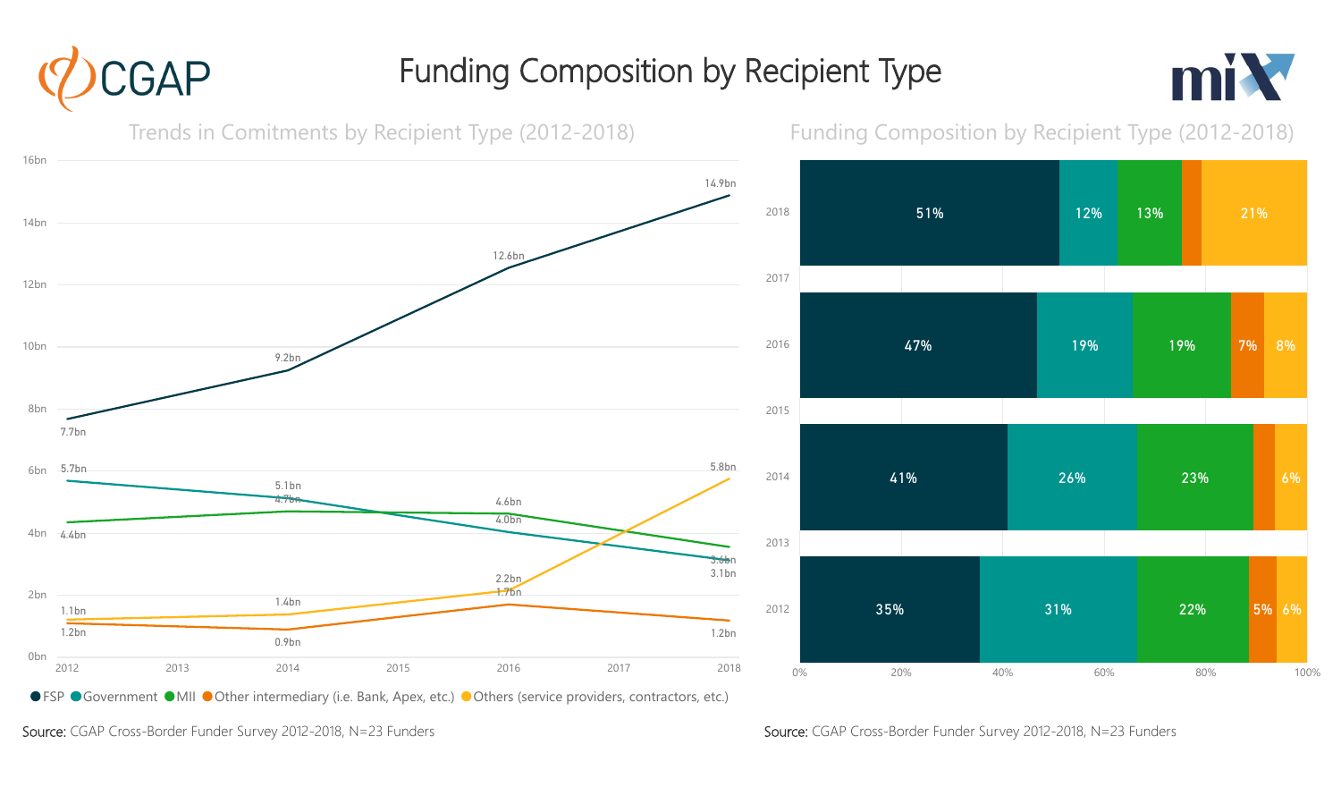# Funding Composition by Recipient Type

## Trends in Comitments by Recipient Type (2012-2018)

| Recipient type | 2012 | 2014 | 2016 | 2018 |
|---|---|---|---|---|
| FSP | 7.7bn | 9.2bn | 12.6bn | 14.9bn |
| Government | 5.7bn | 5.1bn | 4.0bn | 3.1bn |
| MII | 4.4bn | 4.7bn | 4.6bn | 3.6bn |
| Other intermediary (i.e. Bank, Apex, etc.) | 1.1bn | 0.9bn | 1.7bn | 1.2bn |
| Others (service providers, contractors, etc.) | 1.2bn | 1.4bn | 2.2bn | 5.8bn |

Source: CGAP Cross-Border Funder Survey 2012-2018, N=23 Funders

## Funding Composition by Recipient Type (2012-2018)

| Year | FSP | Government | MII | Other intermediary | Others |
|---|---|---|---|---|---|
| 2018 | 51% | 12% | 13% | | 21% |
| 2016 | 47% | 19% | 19% | 7% | 8% |
| 2014 | 41% | 26% | 23% | | 6% |
| 2012 | 35% | 31% | 22% | 5% | 6% |

Source: CGAP Cross-Border Funder Survey 2012-2018, N=23 Funders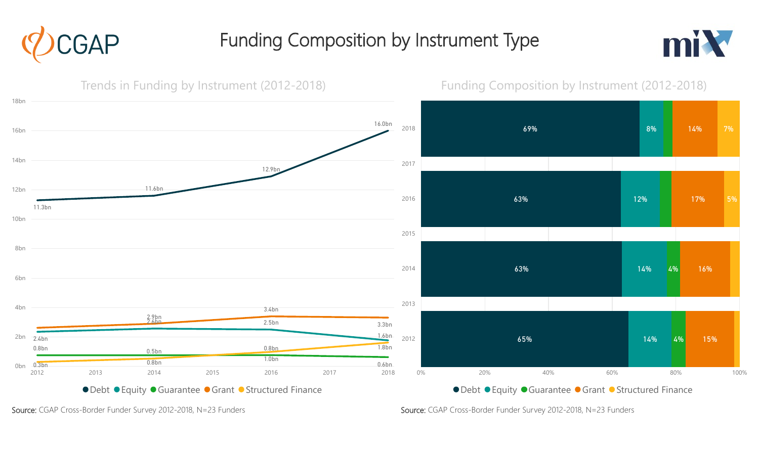# Funding Composition by Instrument Type

## Trends in Funding by Instrument (2012-2018)

| Instrument | 2012 | 2014 | 2016 | 2018 |
|---|---|---|---|---|
| Debt | 11.3bn | 11.6bn | 12.9bn | 16.0bn |
| Grant | 2.6bn | 2.9bn | 3.4bn | 3.3bn |
| Equity | 2.4bn | 2.6bn | 2.5bn | 1.6bn |
| Guarantee | 0.8bn | 0.8bn | 0.8bn | 0.6bn |
| Structured Finance | 0.3bn | 0.5bn | 1.0bn | 1.8bn |

Debt · Equity · Guarantee · Grant · Structured Finance

Source: CGAP Cross-Border Funder Survey 2012-2018, N=23 Funders

## Funding Composition by Instrument (2012-2018)

| Year | Debt | Equity | Guarantee | Grant | Structured Finance |
|---|---|---|---|---|---|
| 2018 | 69% | 8% | | 14% | 7% |
| 2016 | 63% | 12% | | 17% | 5% |
| 2014 | 63% | 14% | 4% | 16% | |
| 2012 | 65% | 14% | 4% | 15% | |

Debt · Equity · Guarantee · Grant · Structured Finance

Source: CGAP Cross-Border Funder Survey 2012-2018, N=23 Funders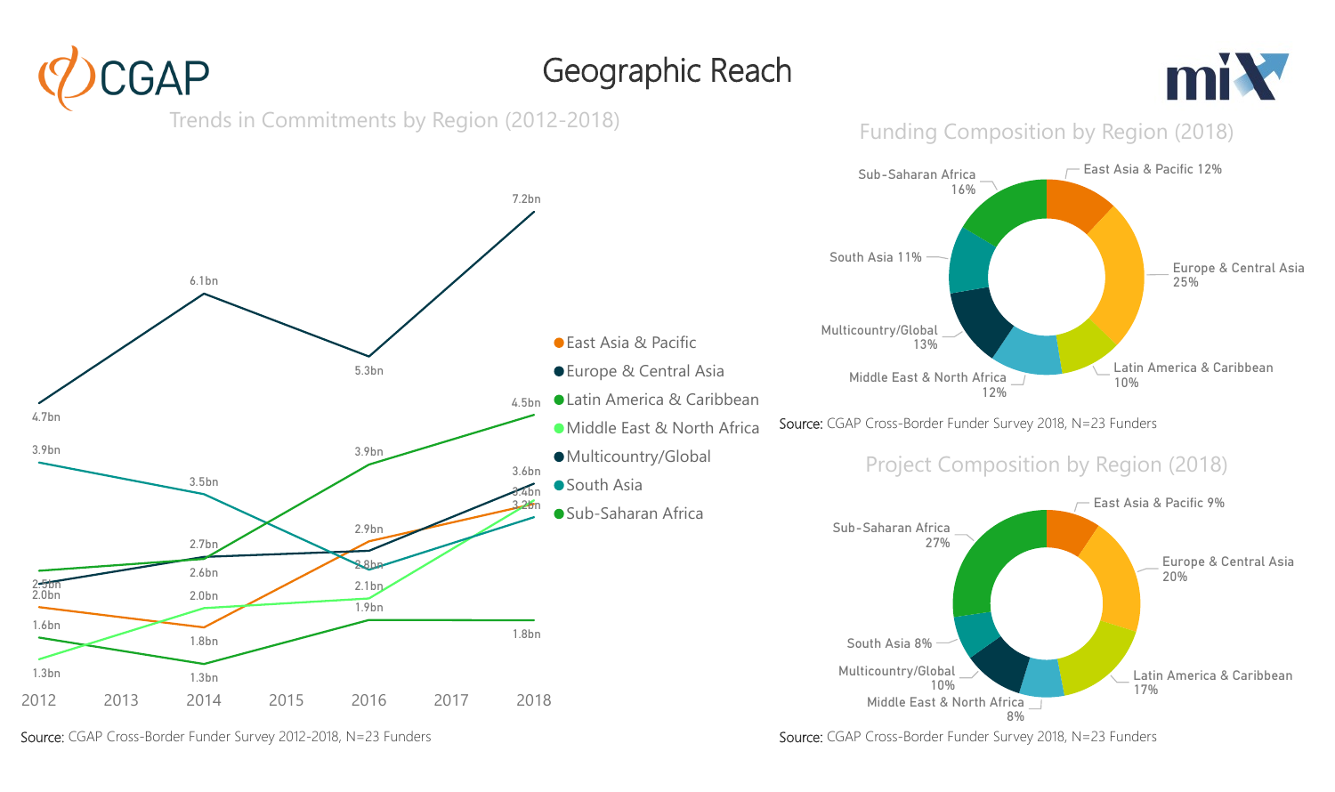CGAP

# Geographic Reach

mix

## Trends in Commitments by Region (2012-2018)

7.2bn
6.1bn
5.3bn
4.7bn
4.5bn
3.9bn
3.9bn
3.5bn
3.6bn
3.4bn
3.2bn
2.9bn
2.7bn
2.6bn
2.8bn
2.5bn
2.0bn
2.0bn
2.1bn
1.9bn
1.6bn
1.8bn
1.8bn
1.3bn
1.3bn

2012 2013 2014 2015 2016 2017 2018

- East Asia & Pacific
- Europe & Central Asia
- Latin America & Caribbean
- Middle East & North Africa
- Multicountry/Global
- South Asia
- Sub-Saharan Africa

Source: CGAP Cross-Border Funder Survey 2012-2018, N=23 Funders

## Funding Composition by Region (2018)

Sub-Saharan Africa 16%
East Asia & Pacific 12%
South Asia 11%
Europe & Central Asia 25%
Multicountry/Global 13%
Latin America & Caribbean 10%
Middle East & North Africa 12%

Source: CGAP Cross-Border Funder Survey 2018, N=23 Funders

## Project Composition by Region (2018)

East Asia & Pacific 9%
Sub-Saharan Africa 27%
Europe & Central Asia 20%
South Asia 8%
Multicountry/Global 10%
Latin America & Caribbean 17%
Middle East & North Africa 8%

Source: CGAP Cross-Border Funder Survey 2018, N=23 Funders